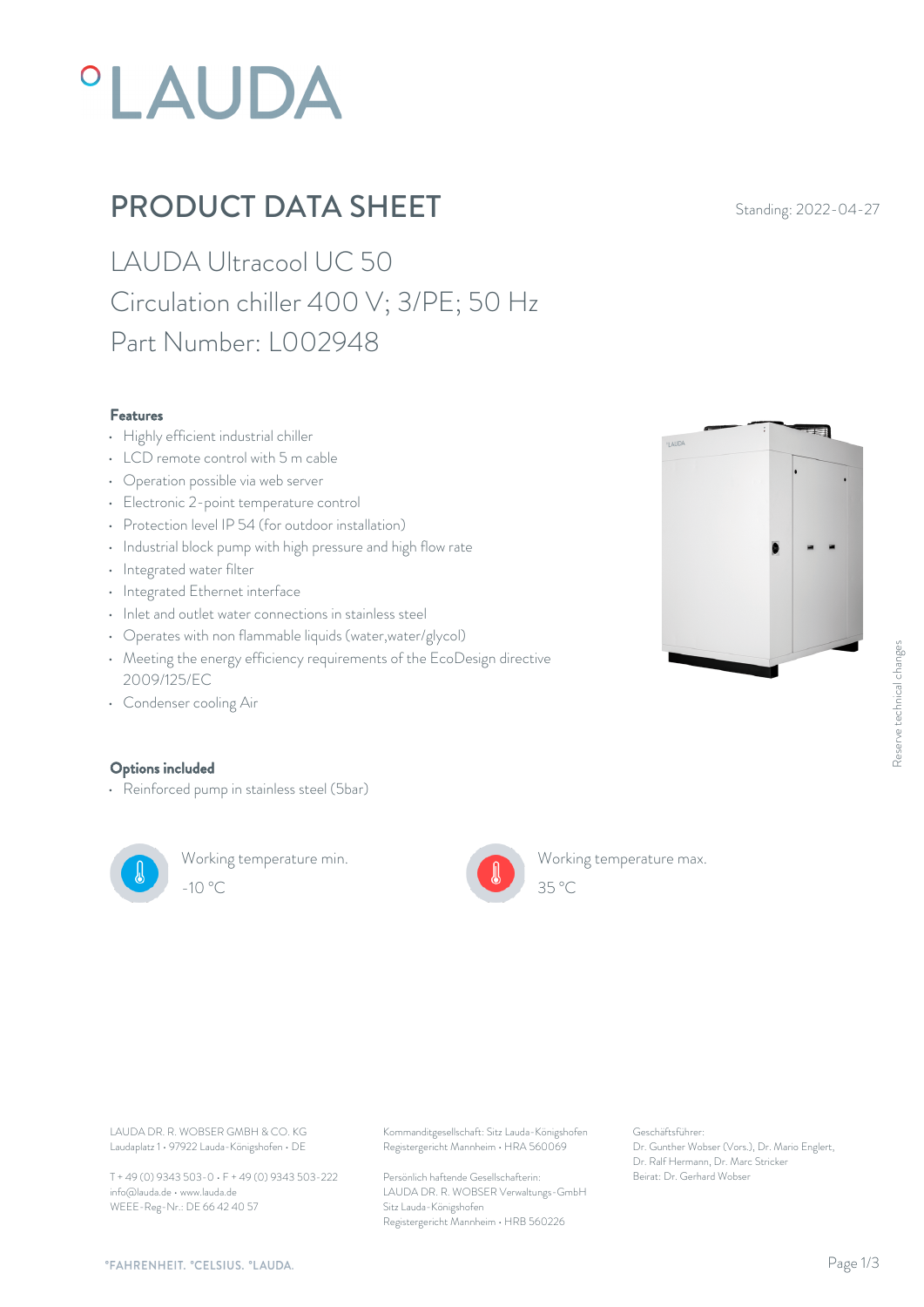# °LAUDA

## PRODUCT DATA SHEET

Standing: 2022-04-27

LAUDA Ultracool UC 50
Circulation chiller 400 V; 3/PE; 50 Hz
Part Number: L002948

### Features

- Highly efficient industrial chiller
- LCD remote control with 5 m cable
- Operation possible via web server
- Electronic 2-point temperature control
- Protection level IP 54 (for outdoor installation)
- Industrial block pump with high pressure and high flow rate
- Integrated water filter
- Integrated Ethernet interface
- Inlet and outlet water connections in stainless steel
- Operates with non flammable liquids (water,water/glycol)
- Meeting the energy efficiency requirements of the EcoDesign directive 2009/125/EC
- Condenser cooling Air

### Options included

- Reinforced pump in stainless steel (5bar)

Working temperature min.
-10 °C

Working temperature max.
35 °C

Reserve technical changes

LAUDA DR. R. WOBSER GMBH & CO. KG
Laudaplatz 1 • 97922 Lauda-Königshofen • DE

T + 49 (0) 9343 503-0 • F + 49 (0) 9343 503-222
info@lauda.de • www.lauda.de
WEEE-Reg-Nr.: DE 66 42 40 57

Kommanditgesellschaft: Sitz Lauda-Königshofen
Registergericht Mannheim • HRA 560069

Persönlich haftende Gesellschafterin:
LAUDA DR. R. WOBSER Verwaltungs-GmbH
Sitz Lauda-Königshofen
Registergericht Mannheim • HRB 560226

Geschäftsführer:
Dr. Gunther Wobser (Vors.), Dr. Mario Englert, Dr. Ralf Hermann, Dr. Marc Stricker
Beirat: Dr. Gerhard Wobser

°FAHRENHEIT. °CELSIUS. °LAUDA.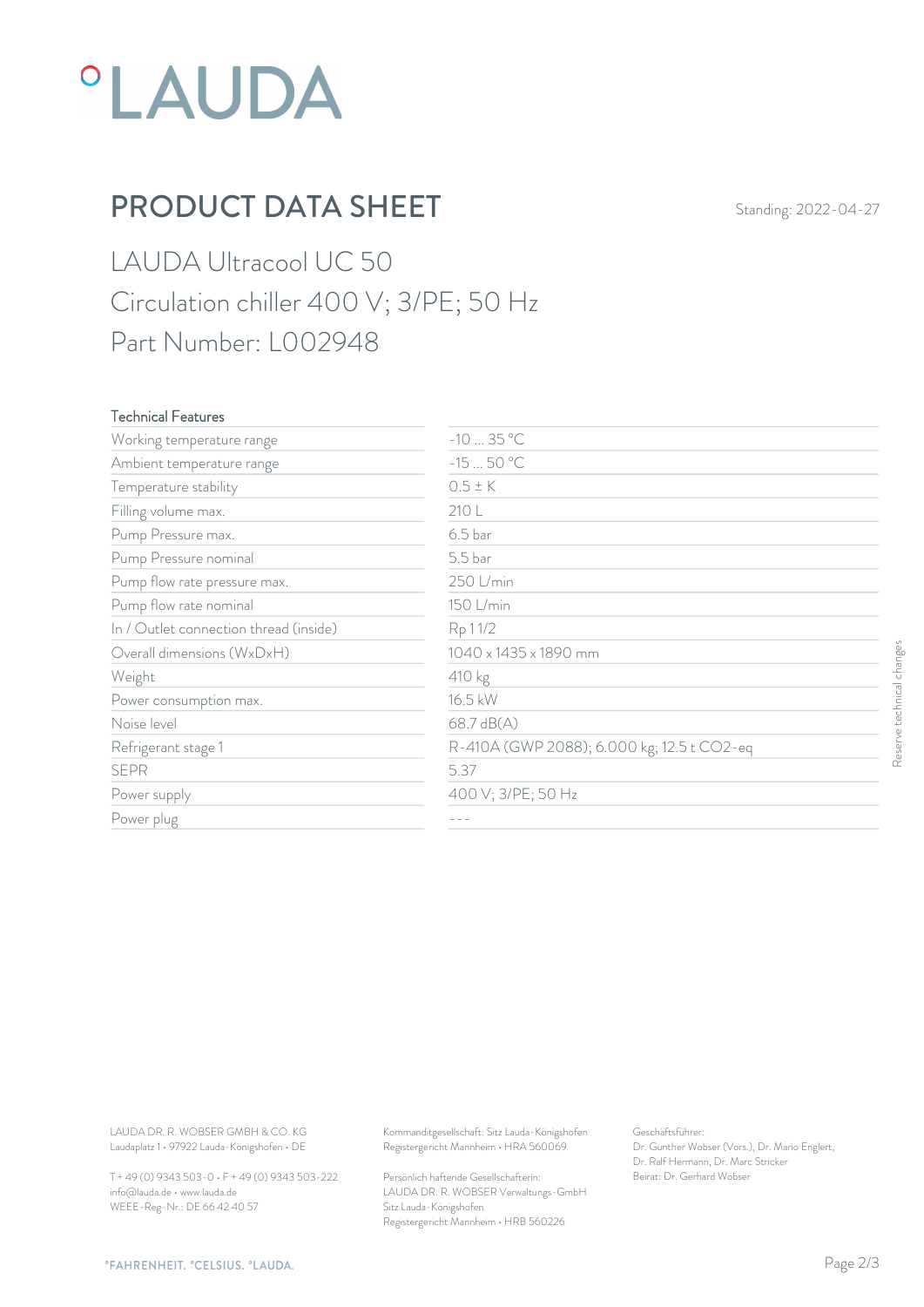°LAUDA

# PRODUCT DATA SHEET

Standing: 2022-04-27

## LAUDA Ultracool UC 50
## Circulation chiller 400 V; 3/PE; 50 Hz
## Part Number: L002948

| Technical Features | |
|---|---|
| Working temperature range | -10 ... 35 °C |
| Ambient temperature range | -15 ... 50 °C |
| Temperature stability | 0.5 ± K |
| Filling volume max. | 210 L |
| Pump Pressure max. | 6.5 bar |
| Pump Pressure nominal | 5.5 bar |
| Pump flow rate pressure max. | 250 L/min |
| Pump flow rate nominal | 150 L/min |
| In / Outlet connection thread (inside) | Rp 1 1/2 |
| Overall dimensions (WxDxH) | 1040 x 1435 x 1890 mm |
| Weight | 410 kg |
| Power consumption max. | 16.5 kW |
| Noise level | 68.7 dB(A) |
| Refrigerant stage 1 | R-410A (GWP 2088); 6.000 kg; 12.5 t $CO_2$-eq |
| SEPR | 5.37 |
| Power supply | 400 V; 3/PE; 50 Hz |
| Power plug | --- |

Reserve technical changes

LAUDA DR. R. WOBSER GMBH & CO. KG
Laudaplatz 1 • 97922 Lauda-Königshofen • DE

T + 49 (0) 9343 503-0 • F + 49 (0) 9343 503-222
info@lauda.de • www.lauda.de
WEEE-Reg-Nr.: DE 66 42 40 57

Kommanditgesellschaft: Sitz Lauda-Königshofen
Registergericht Mannheim • HRA 560069

Persönlich haftende Gesellschafterin:
LAUDA DR. R. WOBSER Verwaltungs-GmbH
Sitz Lauda-Königshofen
Registergericht Mannheim • HRB 560226

Geschäftsführer:
Dr. Gunther Wobser (Vors.), Dr. Mario Englert,
Dr. Ralf Hermann, Dr. Marc Stricker
Beirat: Dr. Gerhard Wobser

°FAHRENHEIT. °CELSIUS. °LAUDA.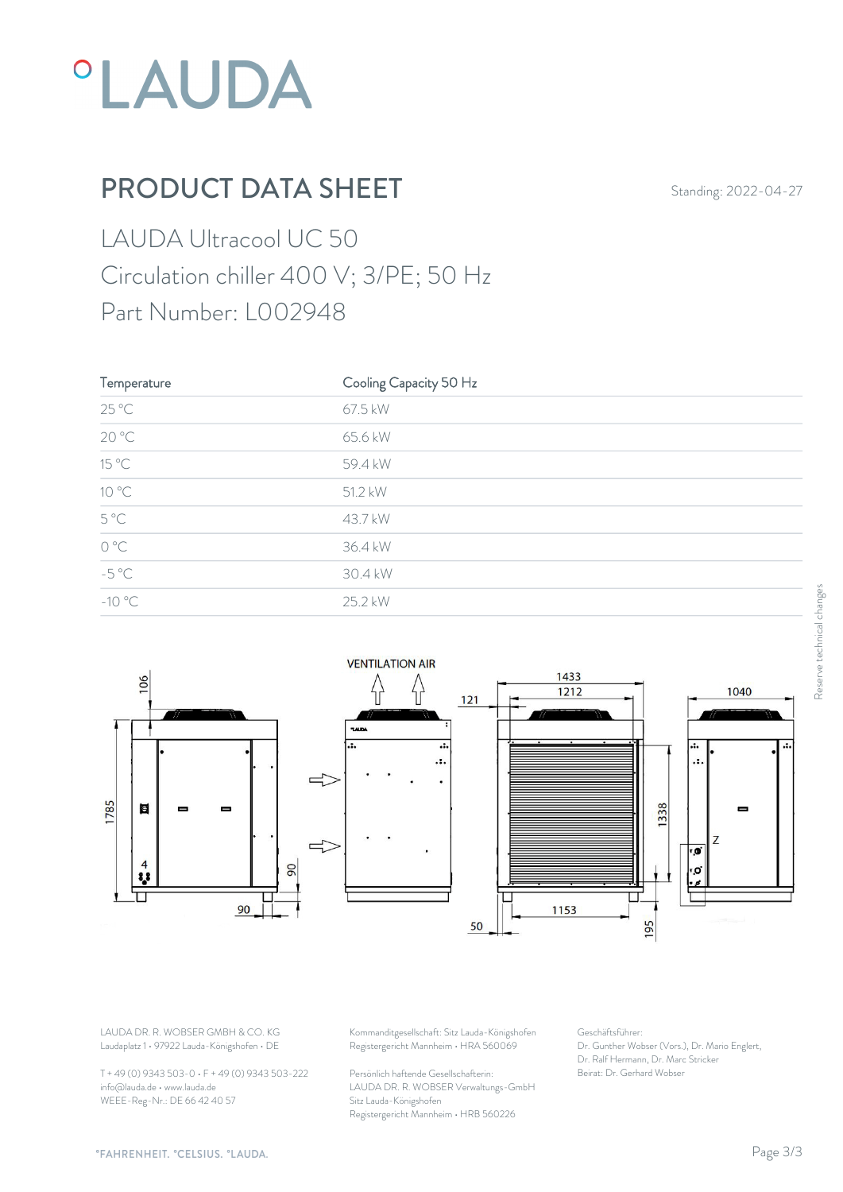# PRODUCT DATA SHEET

Standing: 2022-04-27

LAUDA Ultracool UC 50
Circulation chiller 400 V; 3/PE; 50 Hz
Part Number: L002948

| Temperature | Cooling Capacity 50 Hz |
|---|---|
| 25 °C | 67.5 kW |
| 20 °C | 65.6 kW |
| 15 °C | 59.4 kW |
| 10 °C | 51.2 kW |
| 5 °C | 43.7 kW |
| 0 °C | 36.4 kW |
| -5 °C | 30.4 kW |
| -10 °C | 25.2 kW |

VENTILATION AIR

106
1785
90
90
121
1433
1212
1338
1153
50
195
1040
Z
N

Reserve technical changes

LAUDA DR. R. WOBSER GMBH & CO. KG
Laudaplatz 1 · 97922 Lauda-Königshofen · DE

T + 49 (0) 9343 503-0 · F + 49 (0) 9343 503-222
info@lauda.de · www.lauda.de
WEEE-Reg-Nr.: DE 66 42 40 57

Kommanditgesellschaft: Sitz Lauda-Königshofen
Registergericht Mannheim · HRA 560069

Persönlich haftende Gesellschafterin:
LAUDA DR. R. WOBSER Verwaltungs-GmbH
Sitz Lauda-Königshofen
Registergericht Mannheim · HRB 560226

Geschäftsführer:
Dr. Gunther Wobser (Vors.), Dr. Mario Englert,
Dr. Ralf Hermann, Dr. Marc Stricker
Beirat: Dr. Gerhard Wobser

°FAHRENHEIT. °CELSIUS. °LAUDA.